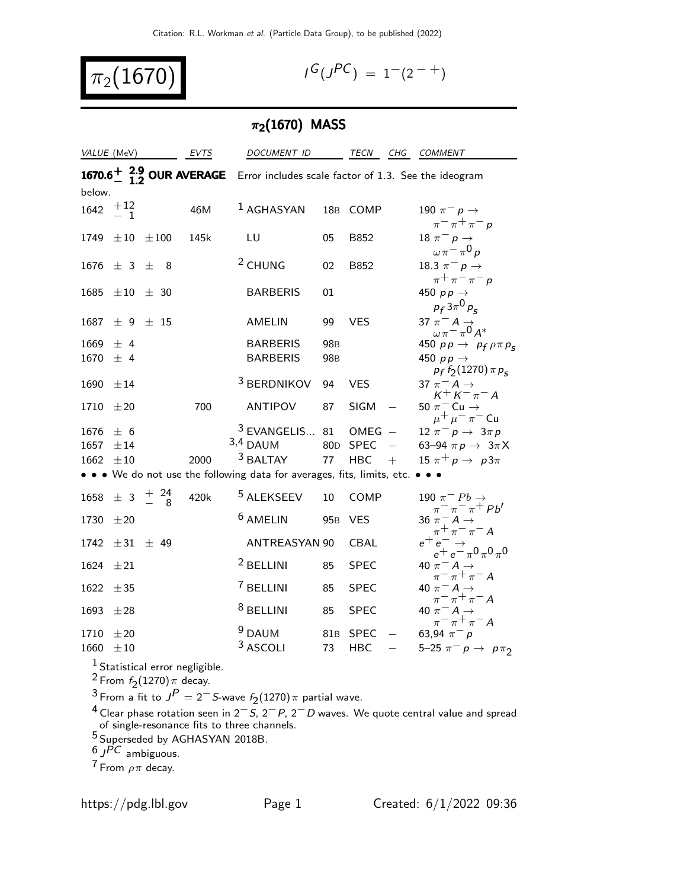# $\pi_2(1670)$

$I^G(J^{PC}) = 1^-(2^{-+})$

## $\pi_2(1670)$ MASS

| VALUE (MeV) | EVTS | DOCUMENT ID | | TECN | CHG | COMMENT |
|---|---|---|---|---|---|---|
| **$1670.6^{+2.9}_{-1.2}$ OUR AVERAGE** | | Error includes scale factor of 1.3. See the ideogram below. | | | | |
| $1642\ ^{+12}_{-1}$ | 46M | [1] AGHASYAN | 18B | COMP | | $190\ \pi^- p \rightarrow \pi^-\pi^+\pi^- p$ |
| $1749\ \pm 10\ \pm 100$ | 145k | LU | 05 | B852 | | $18\ \pi^- p \rightarrow \omega\pi^-\pi^0 p$ |
| $1676\ \pm\ 3\ \pm\ \ 8$ | | [2] CHUNG | 02 | B852 | | $18.3\ \pi^- p \rightarrow \pi^+\pi^-\pi^- p$ |
| $1685\ \pm 10\ \pm\ 30$ | | BARBERIS | 01 | | | $450\ pp \rightarrow p_f 3\pi^0 p_s$ |
| $1687\ \pm\ 9\ \pm\ 15$ | | AMELIN | 99 | VES | | $37\ \pi^- A \rightarrow \omega\pi^-\pi^0 A^*$ |
| $1669\ \pm\ 4$ | | BARBERIS | 98B | | | $450\ pp \rightarrow p_f \rho\pi p_s$ |
| $1670\ \pm\ 4$ | | BARBERIS | 98B | | | $450\ pp \rightarrow p_f f_2(1270)\pi p_s$ |
| $1690\ \pm 14$ | | [3] BERDNIKOV | 94 | VES | | $37\ \pi^- A \rightarrow K^+K^-\pi^- A$ |
| $1710\ \pm 20$ | 700 | ANTIPOV | 87 | SIGM | $-$ | $50\ \pi^-$ Cu $\rightarrow \mu^+\mu^-\pi^-$ Cu |
| $1676\ \pm\ 6$ | | [3] EVANGELIS... | 81 | OMEG | $-$ | $12\ \pi^- p \rightarrow 3\pi p$ |
| $1657\ \pm 14$ | | [3,4] DAUM | 80D | SPEC | $-$ | 63–94 $\pi p \rightarrow 3\pi X$ |
| $1662\ \pm 10$ | 2000 | [3] BALTAY | 77 | HBC | $+$ | $15\ \pi^+ p \rightarrow p 3\pi$ |
| • • • We do not use the following data for averages, fits, limits, etc. • • • | | | | | | |
| $1658\ \pm\ 3\ ^{+24}_{-8}$ | 420k | [5] ALEKSEEV | 10 | COMP | | $190\ \pi^- Pb \rightarrow \pi^-\pi^-\pi^+ Pb'$ |
| $1730\ \pm 20$ | | [6] AMELIN | 95B | VES | | $36\ \pi^- A \rightarrow \pi^+\pi^-\pi^- A$ |
| $1742\ \pm 31\ \pm\ 49$ | | ANTREASYAN | 90 | CBAL | | $e^+e^- \rightarrow e^+e^-\pi^0\pi^0\pi^0$ |
| $1624\ \pm 21$ | | [2] BELLINI | 85 | SPEC | | $40\ \pi^- A \rightarrow \pi^-\pi^+\pi^- A$ |
| $1622\ \pm 35$ | | [7] BELLINI | 85 | SPEC | | $40\ \pi^- A \rightarrow \pi^-\pi^+\pi^- A$ |
| $1693\ \pm 28$ | | [8] BELLINI | 85 | SPEC | | $40\ \pi^- A \rightarrow \pi^-\pi^+\pi^- A$ |
| $1710\ \pm 20$ | | [9] DAUM | 81B | SPEC | $-$ | 63,94 $\pi^- p$ |
| $1660\ \pm 10$ | | [3] ASCOLI | 73 | HBC | $-$ | 5–25 $\pi^- p \rightarrow p\pi_2$ |

[1] Statistical error negligible.

[2] From $f_2(1270)\pi$ decay.

[3] From a fit to $J^P = 2^-$ $S$-wave $f_2(1270)\pi$ partial wave.

[4] Clear phase rotation seen in $2^-S$, $2^-P$, $2^-D$ waves. We quote central value and spread of single-resonance fits to three channels.

[5] Superseded by AGHASYAN 2018B.

[6] $J^{PC}$ ambiguous.

[7] From $\rho\pi$ decay.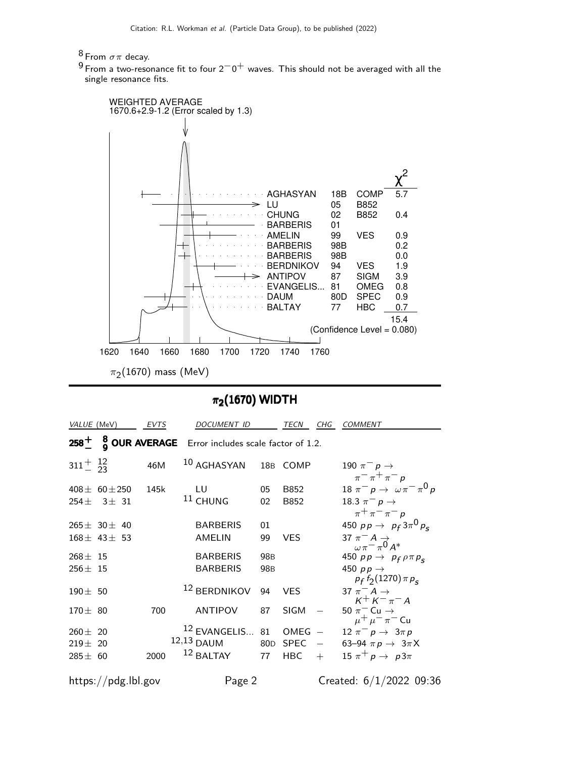[8] From $\sigma\pi$ decay.

[9] From a two-resonance fit to four $2^-0^+$ waves. This should not be averaged with all the single resonance fits.

WEIGHTED AVERAGE
1670.6+2.9-1.2 (Error scaled by 1.3)

| | | | $\chi^2$ |
|---|---|---|---|
| AGHASYAN | 18B | COMP | 5.7 |
| LU | 05 | B852 | |
| CHUNG | 02 | B852 | 0.4 |
| BARBERIS | 01 | | |
| AMELIN | 99 | VES | 0.9 |
| BARBERIS | 98B | | 0.2 |
| BARBERIS | 98B | | 0.0 |
| BERDNIKOV | 94 | VES | 1.9 |
| ANTIPOV | 87 | SIGM | 3.9 |
| EVANGELIS... | 81 | OMEG | 0.8 |
| DAUM | 80D | SPEC | 0.9 |
| BALTAY | 77 | HBC | 0.7 |
| | | | 15.4 |

(Confidence Level = 0.080)

$\pi_2(1670)$ mass (MeV)

## $\pi_2(1670)$ WIDTH

| VALUE (MeV) | EVTS | DOCUMENT ID | | TECN | CHG | COMMENT |
|---|---|---|---|---|---|---|
| $258^{+\ 8}_{-\ 9}$ **OUR AVERAGE** | | Error includes scale factor of 1.2. | | | | |
| $311^{+\ 12}_{-\ 23}$ | 46M | [10] AGHASYAN | 18B | COMP | | $190\ \pi^- p \to \pi^-\pi^+\pi^- p$ |
| $408\pm\ 60\pm250$ | 145k | LU | 05 | B852 | | $18\ \pi^- p \to\ \omega\pi^-\pi^0 p$ |
| $254\pm\ \ 3\pm\ 31$ | | [11] CHUNG | 02 | B852 | | $18.3\ \pi^- p \to \pi^+\pi^-\pi^- p$ |
| $265\pm\ 30\pm\ 40$ | | BARBERIS | 01 | | | $450\ pp \to\ p_f 3\pi^0 p_s$ |
| $168\pm\ 43\pm\ 53$ | | AMELIN | 99 | VES | | $37\ \pi^- A \to \omega\pi^-\pi^0 A^*$ |
| $268\pm\ 15$ | | BARBERIS | 98B | | | $450\ pp \to\ p_f \rho\pi p_s$ |
| $256\pm\ 15$ | | BARBERIS | 98B | | | $450\ pp \to p_f f_2(1270)\pi p_s$ |
| $190\pm\ 50$ | | [12] BERDNIKOV | 94 | VES | | $37\ \pi^- A \to K^+K^-\pi^- A$ |
| $170\pm\ 80$ | 700 | ANTIPOV | 87 | SIGM | $-$ | $50\ \pi^-\text{Cu} \to \mu^+\mu^-\pi^-\text{Cu}$ |
| $260\pm\ 20$ | | [12] EVANGELIS... | 81 | OMEG | $-$ | $12\ \pi^- p \to\ 3\pi p$ |
| $219\pm\ 20$ | | [12,13] DAUM | 80D | SPEC | $-$ | $63\text{–}94\ \pi p \to\ 3\pi X$ |
| $285\pm\ 60$ | 2000 | [12] BALTAY | 77 | HBC | $+$ | $15\ \pi^+ p \to\ p 3\pi$ |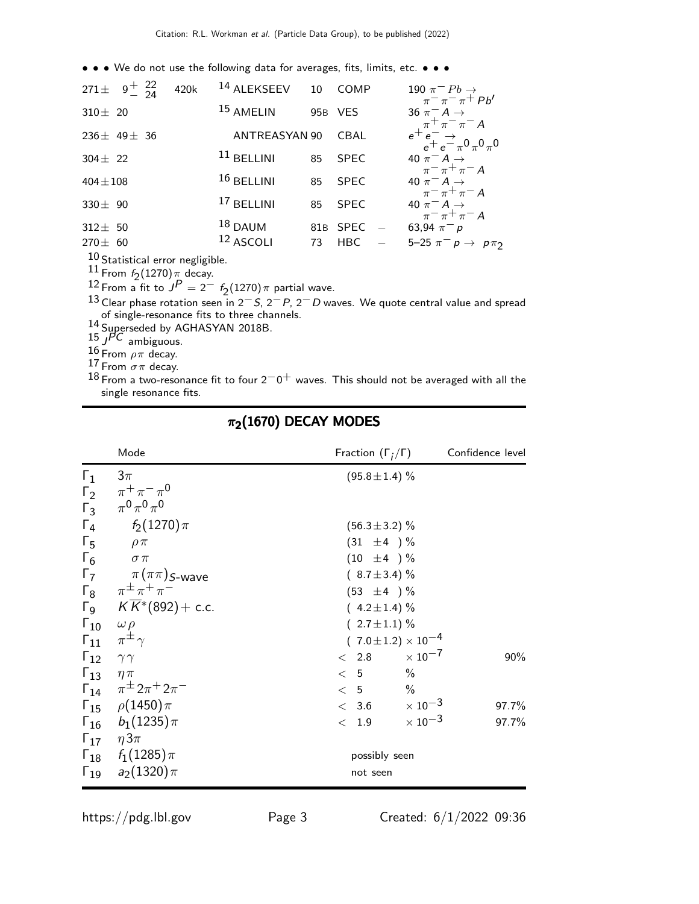• • • We do not use the following data for averages, fits, limits, etc. • • •

| | | | | | | |
|---|---|---|---|---|---|---|
| $271 \pm 9^{+22}_{-24}$ | 420k | [14] ALEKSEEV | 10 | COMP | | $190\ \pi^- Pb \to \pi^-\pi^-\pi^+ Pb'$ |
| $310 \pm 20$ | | [15] AMELIN | 95B | VES | | $36\ \pi^- A \to \pi^+\pi^-\pi^- A$ |
| $236 \pm 49 \pm 36$ | | ANTREASYAN | 90 | CBAL | | $e^+e^- \to e^+e^-\pi^0\pi^0\pi^0$ |
| $304 \pm 22$ | | [11] BELLINI | 85 | SPEC | | $40\ \pi^- A \to \pi^-\pi^+\pi^- A$ |
| $404 \pm 108$ | | [16] BELLINI | 85 | SPEC | | $40\ \pi^- A \to \pi^-\pi^+\pi^- A$ |
| $330 \pm 90$ | | [17] BELLINI | 85 | SPEC | | $40\ \pi^- A \to \pi^-\pi^+\pi^- A$ |
| $312 \pm 50$ | | [18] DAUM | 81B | SPEC | $-$ | $63,94\ \pi^- p$ |
| $270 \pm 60$ | | [12] ASCOLI | 73 | HBC | $-$ | $5$–$25\ \pi^- p \to p\pi_2$ |

[10] Statistical error negligible.
[11] From $f_2(1270)\pi$ decay.
[12] From a fit to $J^P = 2^-$ $f_2(1270)\pi$ partial wave.
[13] Clear phase rotation seen in $2^-S$, $2^-P$, $2^-D$ waves. We quote central value and spread of single-resonance fits to three channels.
[14] Superseded by AGHASYAN 2018B.
[15] $J^{PC}$ ambiguous.
[16] From $\rho\pi$ decay.
[17] From $\sigma\pi$ decay.
[18] From a two-resonance fit to four $2^-0^+$ waves. This should not be averaged with all the single resonance fits.

## $\pi_2(1670)$ DECAY MODES

| | Mode | Fraction ($\Gamma_i/\Gamma$) | Confidence level |
|---|---|---|---|
| $\Gamma_1$ | $3\pi$ | $(95.8 \pm 1.4)$ % | |
| $\Gamma_2$ | $\pi^+\pi^-\pi^0$ | | |
| $\Gamma_3$ | $\pi^0\pi^0\pi^0$ | | |
| $\Gamma_4$ | $f_2(1270)\pi$ | $(56.3 \pm 3.2)$ % | |
| $\Gamma_5$ | $\rho\pi$ | $(31 \pm 4)$ % | |
| $\Gamma_6$ | $\sigma\pi$ | $(10 \pm 4)$ % | |
| $\Gamma_7$ | $\pi(\pi\pi)_{S\text{-wave}}$ | $(8.7 \pm 3.4)$ % | |
| $\Gamma_8$ | $\pi^\pm\pi^+\pi^-$ | $(53 \pm 4)$ % | |
| $\Gamma_9$ | $K\overline{K}^*(892)+$ c.c. | $(4.2 \pm 1.4)$ % | |
| $\Gamma_{10}$ | $\omega\rho$ | $(2.7 \pm 1.1)$ % | |
| $\Gamma_{11}$ | $\pi^\pm\gamma$ | $(7.0 \pm 1.2) \times 10^{-4}$ | |
| $\Gamma_{12}$ | $\gamma\gamma$ | $< 2.8 \times 10^{-7}$ | 90% |
| $\Gamma_{13}$ | $\eta\pi$ | $< 5$ % | |
| $\Gamma_{14}$ | $\pi^\pm 2\pi^+ 2\pi^-$ | $< 5$ % | |
| $\Gamma_{15}$ | $\rho(1450)\pi$ | $< 3.6 \times 10^{-3}$ | 97.7% |
| $\Gamma_{16}$ | $b_1(1235)\pi$ | $< 1.9 \times 10^{-3}$ | 97.7% |
| $\Gamma_{17}$ | $\eta 3\pi$ | | |
| $\Gamma_{18}$ | $f_1(1285)\pi$ | possibly seen | |
| $\Gamma_{19}$ | $a_2(1320)\pi$ | not seen | |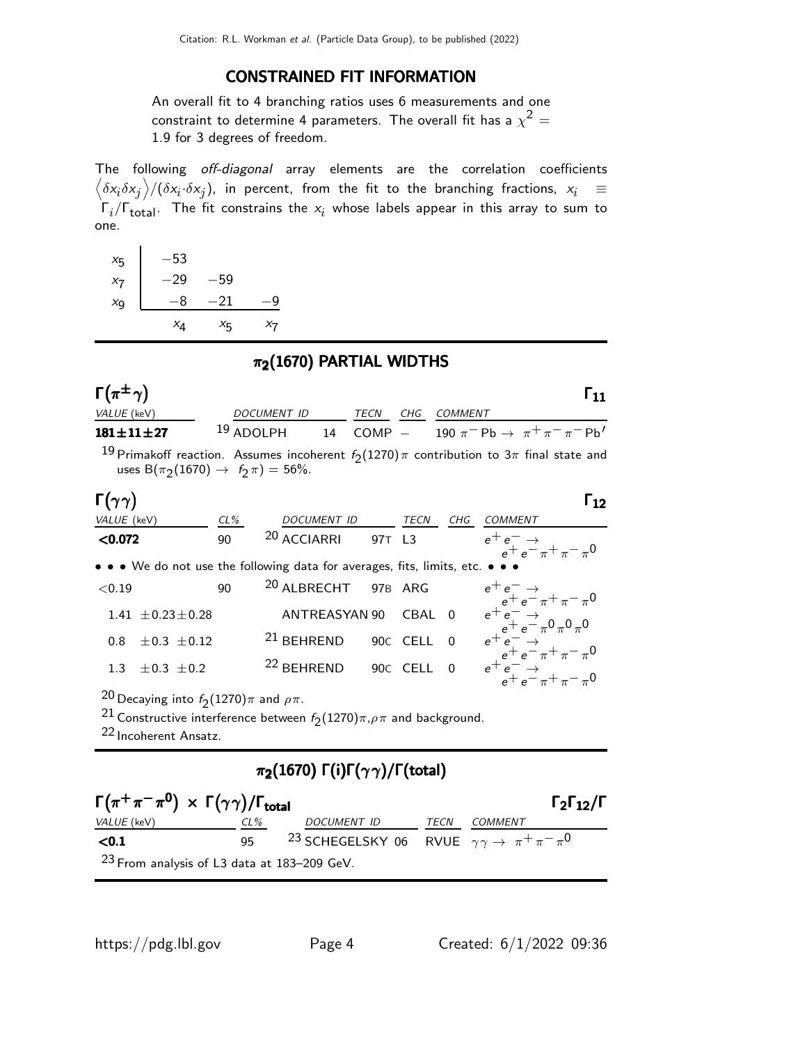## CONSTRAINED FIT INFORMATION

An overall fit to 4 branching ratios uses 6 measurements and one constraint to determine 4 parameters. The overall fit has a $\chi^2 =$ 1.9 for 3 degrees of freedom.

The following *off-diagonal* array elements are the correlation coefficients $\left\langle \delta x_i \delta x_j \right\rangle / (\delta x_i \cdot \delta x_j)$, in percent, from the fit to the branching fractions, $x_i \equiv \Gamma_i / \Gamma_{\text{total}}$. The fit constrains the $x_i$ whose labels appear in this array to sum to one.

| | | | |
|---|---|---|---|
| $x_5$ | −53 | | |
| $x_7$ | −29 | −59 | |
| $x_9$ | −8 | −21 | −9 |
| | $x_4$ | $x_5$ | $x_7$ |

## $\pi_2(1670)$ PARTIAL WIDTHS

### $\Gamma(\pi^{\pm}\gamma)$ — $\Gamma_{11}$

| VALUE (keV) | DOCUMENT ID | | TECN | CHG | COMMENT |
|---|---|---|---|---|---|
| **181±11±27** | [19] ADOLPH | 14 | COMP | − | 190 $\pi^- \text{Pb} \to \pi^+\pi^-\pi^- \text{Pb}'$ |

[19] Primakoff reaction. Assumes incoherent $f_2(1270)\pi$ contribution to $3\pi$ final state and uses $B(\pi_2(1670) \to f_2\pi) = 56\%$.

### $\Gamma(\gamma\gamma)$ — $\Gamma_{12}$

| VALUE (keV) | CL% | DOCUMENT ID | | TECN | CHG | COMMENT |
|---|---|---|---|---|---|---|
| **<0.072** | 90 | [20] ACCIARRI | 97T | L3 | | $e^+e^- \to e^+e^-\pi^+\pi^-\pi^0$ |
| • • • We do not use the following data for averages, fits, limits, etc. • • • | | | | | | |
| <0.19 | 90 | [20] ALBRECHT | 97B | ARG | | $e^+e^- \to e^+e^-\pi^+\pi^-\pi^0$ |
| 1.41 ±0.23±0.28 | | ANTREASYAN | 90 | CBAL | 0 | $e^+e^- \to e^+e^-\pi^0\pi^0\pi^0$ |
| 0.8 ±0.3 ±0.12 | | [21] BEHREND | 90C | CELL | 0 | $e^+e^- \to e^+e^-\pi^+\pi^-\pi^0$ |
| 1.3 ±0.3 ±0.2 | | [22] BEHREND | 90C | CELL | 0 | $e^+e^- \to e^+e^-\pi^+\pi^-\pi^0$ |

[20] Decaying into $f_2(1270)\pi$ and $\rho\pi$.

[21] Constructive interference between $f_2(1270)\pi, \rho\pi$ and background.

[22] Incoherent Ansatz.

## $\pi_2(1670)$ $\Gamma(i)\Gamma(\gamma\gamma)/\Gamma(\text{total})$

### $\Gamma(\pi^+\pi^-\pi^0) \times \Gamma(\gamma\gamma)/\Gamma_{\text{total}}$ — $\Gamma_2\Gamma_{12}/\Gamma$

| VALUE (keV) | CL% | DOCUMENT ID | | TECN | COMMENT |
|---|---|---|---|---|---|
| **<0.1** | 95 | [23] SCHEGELSKY | 06 | RVUE | $\gamma\gamma \to \pi^+\pi^-\pi^0$ |

[23] From analysis of L3 data at 183–209 GeV.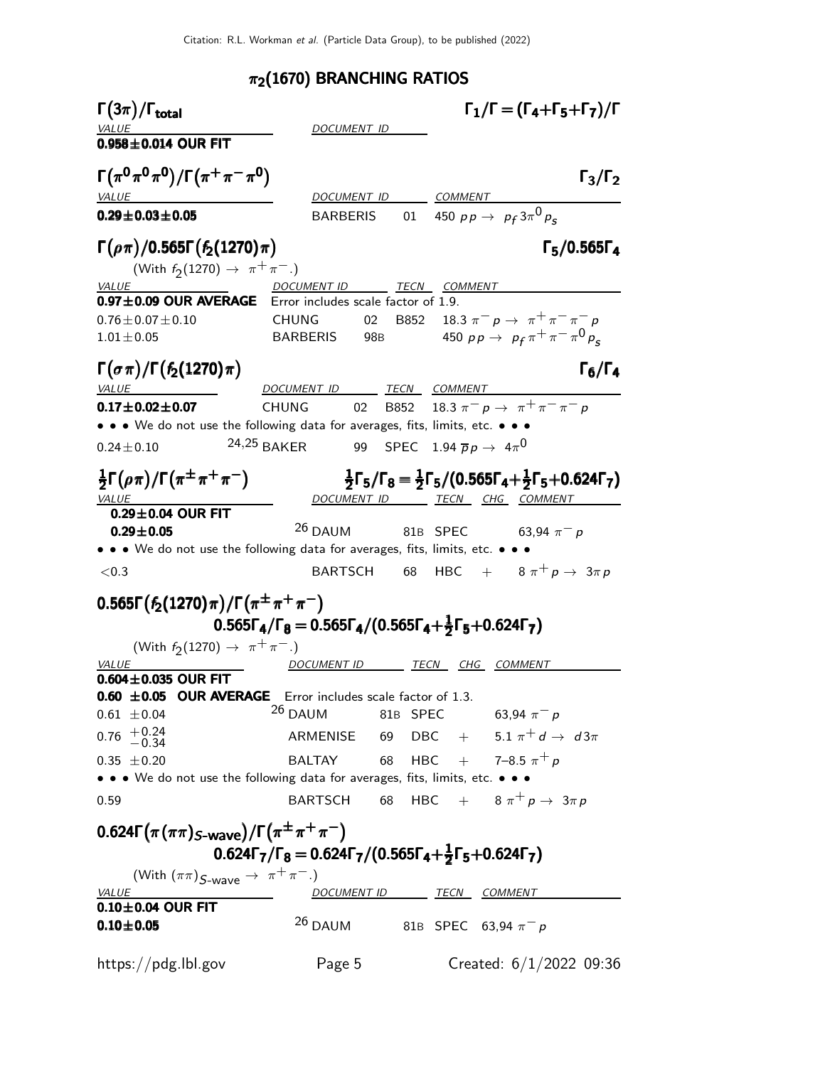## $\pi_2(1670)$ BRANCHING RATIOS

### $\Gamma(3\pi)/\Gamma_{\text{total}}$ — $\Gamma_1/\Gamma = (\Gamma_4+\Gamma_5+\Gamma_7)/\Gamma$

| VALUE | DOCUMENT ID |
|---|---|
| **0.958±0.014 OUR FIT** | |

### $\Gamma(\pi^0\pi^0\pi^0)/\Gamma(\pi^+\pi^-\pi^0)$ — $\Gamma_3/\Gamma_2$

| VALUE | DOCUMENT ID | | COMMENT |
|---|---|---|---|
| **0.29±0.03±0.05** | BARBERIS | 01 | 450 $pp \to p_f 3\pi^0 p_s$ |

### $\Gamma(\rho\pi)/0.565\Gamma(f_2(1270)\pi)$ — $\Gamma_5/0.565\Gamma_4$

(With $f_2(1270) \to \pi^+\pi^-$.)

| VALUE | DOCUMENT ID | | TECN | COMMENT |
|---|---|---|---|---|
| **0.97±0.09 OUR AVERAGE** | Error includes scale factor of 1.9. | | | |
| 0.76±0.07±0.10 | CHUNG | 02 | B852 | 18.3 $\pi^- p \to \pi^+\pi^-\pi^- p$ |
| 1.01±0.05 | BARBERIS | 98B | | 450 $pp \to p_f \pi^+\pi^-\pi^0 p_s$ |

### $\Gamma(\sigma\pi)/\Gamma(f_2(1270)\pi)$ — $\Gamma_6/\Gamma_4$

| VALUE | DOCUMENT ID | | TECN | COMMENT |
|---|---|---|---|---|
| **0.17±0.02±0.07** | CHUNG | 02 | B852 | 18.3 $\pi^- p \to \pi^+\pi^-\pi^- p$ |
| • • • We do not use the following data for averages, fits, limits, etc. • • • | | | | |
| 0.24±0.10 | [24,25] BAKER | 99 | SPEC | 1.94 $\overline{p}p \to 4\pi^0$ |

### $\frac{1}{2}\Gamma(\rho\pi)/\Gamma(\pi^\pm\pi^+\pi^-)$ — $\frac{1}{2}\Gamma_5/\Gamma_8 = \frac{1}{2}\Gamma_5/(0.565\Gamma_4+\frac{1}{2}\Gamma_5+0.624\Gamma_7)$

| VALUE | DOCUMENT ID | | TECN | CHG | COMMENT |
|---|---|---|---|---|---|
| **0.29±0.04 OUR FIT** | | | | | |
| **0.29±0.05** | [26] DAUM | 81B | SPEC | | 63,94 $\pi^- p$ |
| • • • We do not use the following data for averages, fits, limits, etc. • • • | | | | | |
| <0.3 | BARTSCH | 68 | HBC | + | 8 $\pi^+ p \to 3\pi p$ |

### $0.565\Gamma(f_2(1270)\pi)/\Gamma(\pi^\pm\pi^+\pi^-)$ — $0.565\Gamma_4/\Gamma_8 = 0.565\Gamma_4/(0.565\Gamma_4+\frac{1}{2}\Gamma_5+0.624\Gamma_7)$

(With $f_2(1270) \to \pi^+\pi^-$.)

| VALUE | DOCUMENT ID | | TECN | CHG | COMMENT |
|---|---|---|---|---|---|
| **0.604±0.035 OUR FIT** | | | | | |
| **0.60 ±0.05 OUR AVERAGE** | Error includes scale factor of 1.3. | | | | |
| 0.61 ±0.04 | [26] DAUM | 81B | SPEC | | 63,94 $\pi^- p$ |
| 0.76 $^{+0.24}_{-0.34}$ | ARMENISE | 69 | DBC | + | 5.1 $\pi^+ d \to d3\pi$ |
| 0.35 ±0.20 | BALTAY | 68 | HBC | + | 7–8.5 $\pi^+ p$ |
| • • • We do not use the following data for averages, fits, limits, etc. • • • | | | | | |
| 0.59 | BARTSCH | 68 | HBC | + | 8 $\pi^+ p \to 3\pi p$ |

### $0.624\Gamma(\pi(\pi\pi)_{S\text{-wave}})/\Gamma(\pi^\pm\pi^+\pi^-)$ — $0.624\Gamma_7/\Gamma_8 = 0.624\Gamma_7/(0.565\Gamma_4+\frac{1}{2}\Gamma_5+0.624\Gamma_7)$

(With $(\pi\pi)_{S\text{-wave}} \to \pi^+\pi^-$.)

| VALUE | DOCUMENT ID | | TECN | COMMENT |
|---|---|---|---|---|
| **0.10±0.04 OUR FIT** | | | | |
| **0.10±0.05** | [26] DAUM | 81B | SPEC | 63,94 $\pi^- p$ |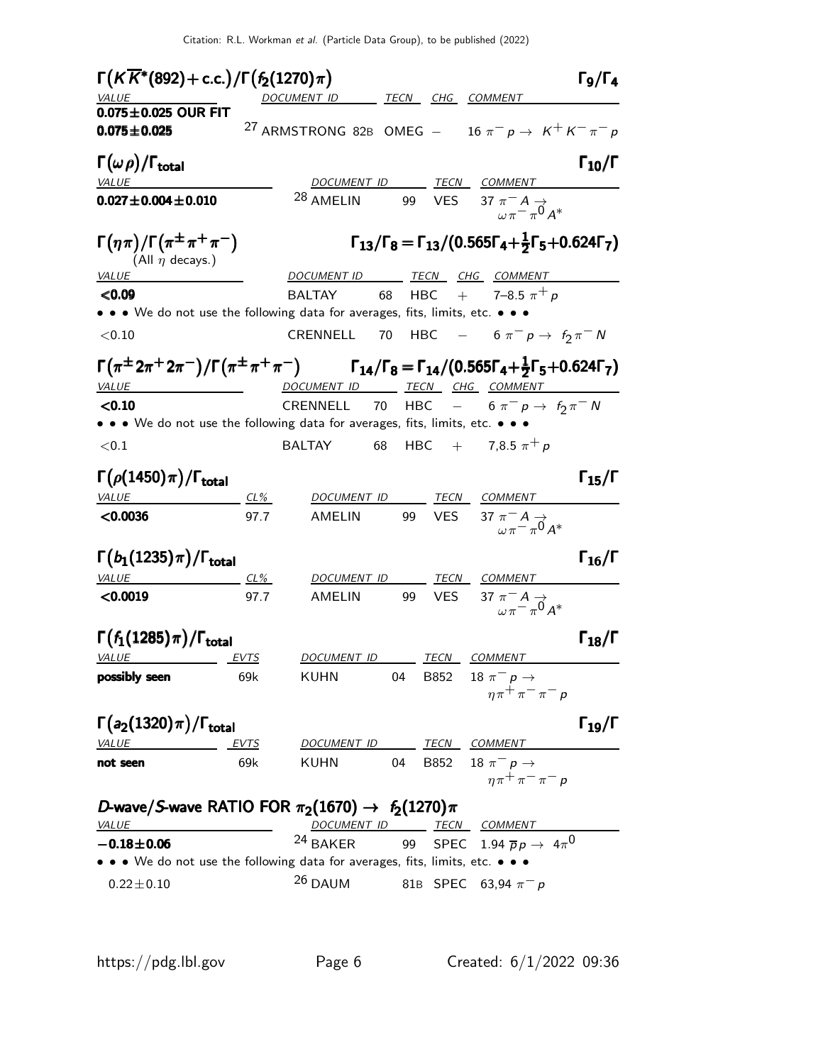### $\Gamma\big(K\overline{K}^*(892)+\text{c.c.}\big)/\Gamma\big(f_2(1270)\pi\big)$ $\qquad\Gamma_9/\Gamma_4$

| VALUE | DOCUMENT ID | TECN | CHG | COMMENT |
|---|---|---|---|---|
| **0.075±0.025 OUR FIT** | | | | |
| **0.075±0.025** | [27] ARMSTRONG 82B | OMEG | − | 16 $\pi^- p \rightarrow K^+ K^- \pi^- p$ |

### $\Gamma(\omega\rho)/\Gamma_{\text{total}}$ $\qquad\Gamma_{10}/\Gamma$

| VALUE | DOCUMENT ID | TECN | COMMENT |
|---|---|---|---|
| **0.027±0.004±0.010** | [28] AMELIN 99 | VES | 37 $\pi^- A \rightarrow \omega\pi^-\pi^0 A^*$ |

### $\Gamma(\eta\pi)/\Gamma(\pi^\pm\pi^+\pi^-)$ (All $\eta$ decays.) $\qquad\Gamma_{13}/\Gamma_8 = \Gamma_{13}/(0.565\Gamma_4+\frac{1}{2}\Gamma_5+0.624\Gamma_7)$

| VALUE | DOCUMENT ID | TECN | CHG | COMMENT |
|---|---|---|---|---|
| **<0.09** | BALTAY 68 | HBC | + | 7–8.5 $\pi^+ p$ |
| • • • We do not use the following data for averages, fits, limits, etc. • • • | | | | |
| <0.10 | CRENNELL 70 | HBC | − | 6 $\pi^- p \rightarrow f_2\pi^- N$ |

### $\Gamma(\pi^\pm 2\pi^+ 2\pi^-)/\Gamma(\pi^\pm\pi^+\pi^-)$ $\qquad\Gamma_{14}/\Gamma_8 = \Gamma_{14}/(0.565\Gamma_4+\frac{1}{2}\Gamma_5+0.624\Gamma_7)$

| VALUE | DOCUMENT ID | TECN | CHG | COMMENT |
|---|---|---|---|---|
| **<0.10** | CRENNELL 70 | HBC | − | 6 $\pi^- p \rightarrow f_2\pi^- N$ |
| • • • We do not use the following data for averages, fits, limits, etc. • • • | | | | |
| <0.1 | BALTAY 68 | HBC | + | 7,8.5 $\pi^+ p$ |

### $\Gamma\big(\rho(1450)\pi\big)/\Gamma_{\text{total}}$ $\qquad\Gamma_{15}/\Gamma$

| VALUE | CL% | DOCUMENT ID | TECN | COMMENT |
|---|---|---|---|---|
| **<0.0036** | 97.7 | AMELIN 99 | VES | 37 $\pi^- A \rightarrow \omega\pi^-\pi^0 A^*$ |

### $\Gamma\big(b_1(1235)\pi\big)/\Gamma_{\text{total}}$ $\qquad\Gamma_{16}/\Gamma$

| VALUE | CL% | DOCUMENT ID | TECN | COMMENT |
|---|---|---|---|---|
| **<0.0019** | 97.7 | AMELIN 99 | VES | 37 $\pi^- A \rightarrow \omega\pi^-\pi^0 A^*$ |

### $\Gamma\big(f_1(1285)\pi\big)/\Gamma_{\text{total}}$ $\qquad\Gamma_{18}/\Gamma$

| VALUE | EVTS | DOCUMENT ID | TECN | COMMENT |
|---|---|---|---|---|
| **possibly seen** | 69k | KUHN 04 | B852 | 18 $\pi^- p \rightarrow \eta\pi^+\pi^-\pi^- p$ |

### $\Gamma\big(a_2(1320)\pi\big)/\Gamma_{\text{total}}$ $\qquad\Gamma_{19}/\Gamma$

| VALUE | EVTS | DOCUMENT ID | TECN | COMMENT |
|---|---|---|---|---|
| **not seen** | 69k | KUHN 04 | B852 | 18 $\pi^- p \rightarrow \eta\pi^+\pi^-\pi^- p$ |

### *D*-wave/*S*-wave RATIO FOR $\pi_2(1670) \rightarrow f_2(1270)\pi$

| VALUE | DOCUMENT ID | TECN | COMMENT |
|---|---|---|---|
| **−0.18±0.06** | [24] BAKER 99 | SPEC | 1.94 $\overline{p}p \rightarrow 4\pi^0$ |
| • • • We do not use the following data for averages, fits, limits, etc. • • • | | | |
| 0.22±0.10 | [26] DAUM 81B | SPEC | 63,94 $\pi^- p$ |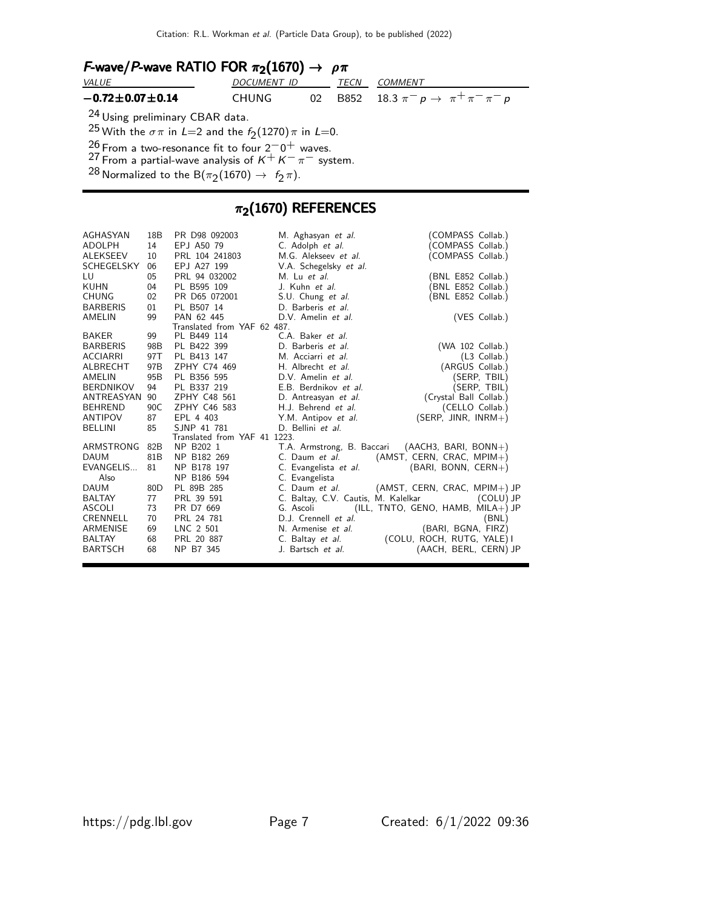## F-wave/P-wave RATIO FOR $\pi_2(1670) \rightarrow \rho\pi$

| VALUE | DOCUMENT ID | | TECN | COMMENT |
|---|---|---|---|---|
| **$-0.72\pm0.07\pm0.14$** | CHUNG | 02 | B852 | 18.3 $\pi^- p \rightarrow \pi^+\pi^-\pi^- p$ |

[24] Using preliminary CBAR data.

[25] With the $\sigma\pi$ in $L$=2 and the $f_2(1270)\pi$ in $L$=0.

[26] From a two-resonance fit to four $2^-0^+$ waves.

[27] From a partial-wave analysis of $K^+K^-\pi^-$ system.

[28] Normalized to the B($\pi_2(1670) \rightarrow f_2\pi$).

## $\pi_2$(1670) REFERENCES

| | | | | |
|---|---|---|---|---|
| AGHASYAN | 18B | PR D98 092003 | M. Aghasyan *et al.* | (COMPASS Collab.) |
| ADOLPH | 14 | EPJ A50 79 | C. Adolph *et al.* | (COMPASS Collab.) |
| ALEKSEEV | 10 | PRL 104 241803 | M.G. Alekseev *et al.* | (COMPASS Collab.) |
| SCHEGELSKY | 06 | EPJ A27 199 | V.A. Schegelsky *et al.* | |
| LU | 05 | PRL 94 032002 | M. Lu *et al.* | (BNL E852 Collab.) |
| KUHN | 04 | PL B595 109 | J. Kuhn *et al.* | (BNL E852 Collab.) |
| CHUNG | 02 | PR D65 072001 | S.U. Chung *et al.* | (BNL E852 Collab.) |
| BARBERIS | 01 | PL B507 14 | D. Barberis *et al.* | |
| AMELIN | 99 | PAN 62 445 | D.V. Amelin *et al.* | (VES Collab.) |
| | | Translated from YAF 62 487. | | |
| BAKER | 99 | PL B449 114 | C.A. Baker *et al.* | |
| BARBERIS | 98B | PL B422 399 | D. Barberis *et al.* | (WA 102 Collab.) |
| ACCIARRI | 97T | PL B413 147 | M. Acciarri *et al.* | (L3 Collab.) |
| ALBRECHT | 97B | ZPHY C74 469 | H. Albrecht *et al.* | (ARGUS Collab.) |
| AMELIN | 95B | PL B356 595 | D.V. Amelin *et al.* | (SERP, TBIL) |
| BERDNIKOV | 94 | PL B337 219 | E.B. Berdnikov *et al.* | (SERP, TBIL) |
| ANTREASYAN | 90 | ZPHY C48 561 | D. Antreasyan *et al.* | (Crystal Ball Collab.) |
| BEHREND | 90C | ZPHY C46 583 | H.J. Behrend *et al.* | (CELLO Collab.) |
| ANTIPOV | 87 | EPL 4 403 | Y.M. Antipov *et al.* | (SERP, JINR, INRM+) |
| BELLINI | 85 | SJNP 41 781 | D. Bellini *et al.* | |
| | | Translated from YAF 41 1223. | | |
| ARMSTRONG | 82B | NP B202 1 | T.A. Armstrong, B. Baccari | (AACH3, BARI, BONN+) |
| DAUM | 81B | NP B182 269 | C. Daum *et al.* | (AMST, CERN, CRAC, MPIM+) |
| EVANGELIS... | 81 | NP B178 197 | C. Evangelista *et al.* | (BARI, BONN, CERN+) |
| Also | | NP B186 594 | C. Evangelista | |
| DAUM | 80D | PL 89B 285 | C. Daum *et al.* | (AMST, CERN, CRAC, MPIM+) JP |
| BALTAY | 77 | PRL 39 591 | C. Baltay, C.V. Cautis, M. Kalelkar | (COLU) JP |
| ASCOLI | 73 | PR D7 669 | G. Ascoli | (ILL, TNTO, GENO, HAMB, MILA+) JP |
| CRENNELL | 70 | PRL 24 781 | D.J. Crennell *et al.* | (BNL) |
| ARMENISE | 69 | LNC 2 501 | N. Armenise *et al.* | (BARI, BGNA, FIRZ) |
| BALTAY | 68 | PRL 20 887 | C. Baltay *et al.* | (COLU, ROCH, RUTG, YALE) I |
| BARTSCH | 68 | NP B7 345 | J. Bartsch *et al.* | (AACH, BERL, CERN) JP |